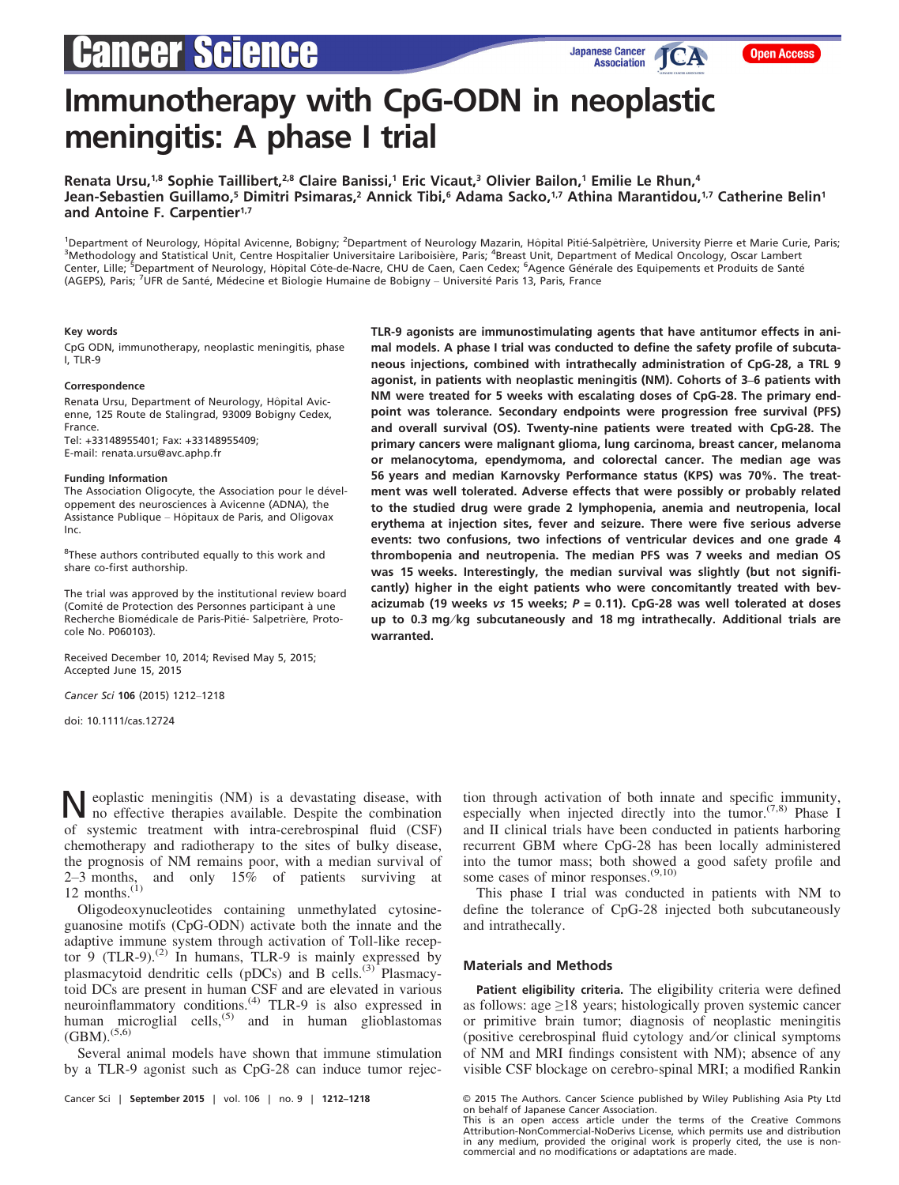# Immunotherapy with CpG-ODN in neoplastic meningitis: A phase I trial

**Renata Ursu,[1,8] Sophie Taillibert,[2,8] Claire Banissi,[1] Eric Vicaut,[3] Olivier Bailon,[1] Emilie Le Rhun,[4] Jean-Sebastien Guillamo,[5] Dimitri Psimaras,[2] Annick Tibi,[6] Adama Sacko,[1,7] Athina Marantidou,[1,7] Catherine Belin[1] and Antoine F. Carpentier[1,7]**

[1]Department of Neurology, Hôpital Avicenne, Bobigny; [2]Department of Neurology Mazarin, Hôpital Pitié-Salpêtrière, University Pierre et Marie Curie, Paris; [3]Methodology and Statistical Unit, Centre Hospitalier Universitaire Lariboisière, Paris; [4]Breast Unit, Department of Medical Oncology, Oscar Lambert Center, Lille; [5]Department of Neurology, Hôpital Côte-de-Nacre, CHU de Caen, Caen Cedex; [6]Agence Générale des Equipements et Produits de Santé (AGEPS), Paris; [7]UFR de Santé, Médecine et Biologie Humaine de Bobigny – Université Paris 13, Paris, France

#### Key words

CpG ODN, immunotherapy, neoplastic meningitis, phase I, TLR-9

#### Correspondence

Renata Ursu, Department of Neurology, Hôpital Avicenne, 125 Route de Stalingrad, 93009 Bobigny Cedex, France.
Tel: +33148955401; Fax: +33148955409;
E-mail: renata.ursu@avc.aphp.fr

#### Funding Information

The Association Oligocyte, the Association pour le développement des neurosciences à Avicenne (ADNA), the Assistance Publique – Hôpitaux de Paris, and Oligovax Inc.

[8]These authors contributed equally to this work and share co-first authorship.

The trial was approved by the institutional review board (Comité de Protection des Personnes participant à une Recherche Biomédicale de Paris-Pitié- Salpetrière, Protocole No. P060103).

Received December 10, 2014; Revised May 5, 2015; Accepted June 15, 2015

Cancer Sci 106 (2015) 1212–1218

doi: 10.1111/cas.12724

**TLR-9 agonists are immunostimulating agents that have antitumor effects in animal models. A phase I trial was conducted to define the safety profile of subcutaneous injections, combined with intrathecally administration of CpG-28, a TRL 9 agonist, in patients with neoplastic meningitis (NM). Cohorts of 3–6 patients with NM were treated for 5 weeks with escalating doses of CpG-28. The primary endpoint was tolerance. Secondary endpoints were progression free survival (PFS) and overall survival (OS). Twenty-nine patients were treated with CpG-28. The primary cancers were malignant glioma, lung carcinoma, breast cancer, melanoma or melanocytoma, ependymoma, and colorectal cancer. The median age was 56 years and median Karnovsky Performance status (KPS) was 70%. The treatment was well tolerated. Adverse effects that were possibly or probably related to the studied drug were grade 2 lymphopenia, anemia and neutropenia, local erythema at injection sites, fever and seizure. There were five serious adverse events: two confusions, two infections of ventricular devices and one grade 4 thrombopenia and neutropenia. The median PFS was 7 weeks and median OS was 15 weeks. Interestingly, the median survival was slightly (but not significantly) higher in the eight patients who were concomitantly treated with bevacizumab (19 weeks *vs* 15 weeks; $P = 0.11$). CpG-28 was well tolerated at doses up to 0.3 mg/kg subcutaneously and 18 mg intrathecally. Additional trials are warranted.**

Neoplastic meningitis (NM) is a devastating disease, with no effective therapies available. Despite the combination of systemic treatment with intra-cerebrospinal fluid (CSF) chemotherapy and radiotherapy to the sites of bulky disease, the prognosis of NM remains poor, with a median survival of 2–3 months, and only 15% of patients surviving at 12 months.[1]

Oligodeoxynucleotides containing unmethylated cytosine-guanosine motifs (CpG-ODN) activate both the innate and the adaptive immune system through activation of Toll-like receptor 9 (TLR-9).[2] In humans, TLR-9 is mainly expressed by plasmacytoid dendritic cells (pDCs) and B cells.[3] Plasmacytoid DCs are present in human CSF and are elevated in various neuroinflammatory conditions.[4] TLR-9 is also expressed in human microglial cells,[5] and in human glioblastomas (GBM).[5,6]

Several animal models have shown that immune stimulation by a TLR-9 agonist such as CpG-28 can induce tumor rejection through activation of both innate and specific immunity, especially when injected directly into the tumor.[7,8] Phase I and II clinical trials have been conducted in patients harboring recurrent GBM where CpG-28 has been locally administered into the tumor mass; both showed a good safety profile and some cases of minor responses.[9,10]

This phase I trial was conducted in patients with NM to define the tolerance of CpG-28 injected both subcutaneously and intrathecally.

## Materials and Methods

**Patient eligibility criteria.** The eligibility criteria were defined as follows: age ≥18 years; histologically proven systemic cancer or primitive brain tumor; diagnosis of neoplastic meningitis (positive cerebrospinal fluid cytology and/or clinical symptoms of NM and MRI findings consistent with NM); absence of any visible CSF blockage on cerebro-spinal MRI; a modified Rankin

© 2015 The Authors. Cancer Science published by Wiley Publishing Asia Pty Ltd on behalf of Japanese Cancer Association.
This is an open access article under the terms of the Creative Commons Attribution-NonCommercial-NoDerivs License, which permits use and distribution in any medium, provided the original work is properly cited, the use is non-commercial and no modifications or adaptations are made.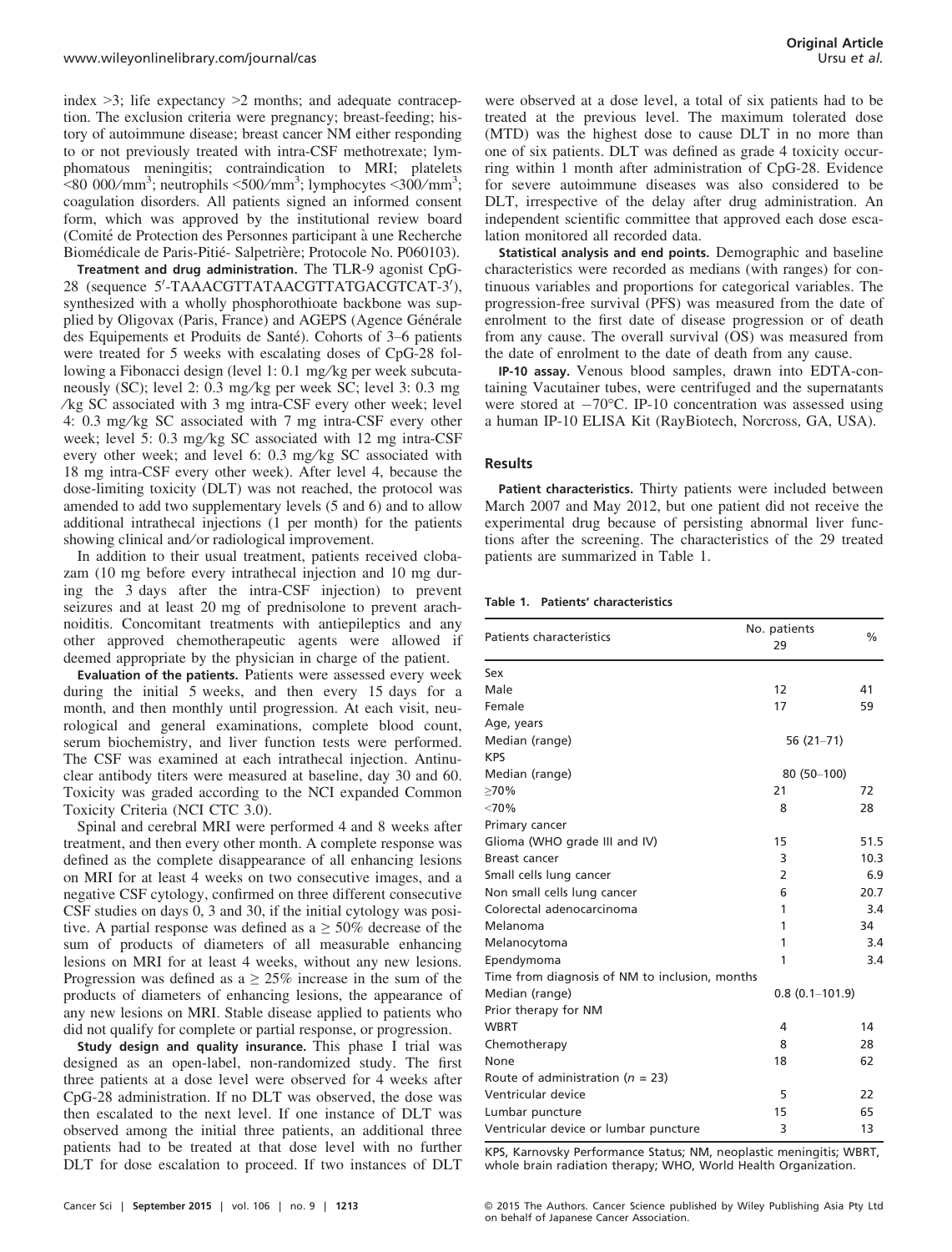index >3; life expectancy >2 months; and adequate contraception. The exclusion criteria were pregnancy; breast-feeding; history of autoimmune disease; breast cancer NM either responding to or not previously treated with intra-CSF methotrexate; lymphomatous meningitis; contraindication to MRI; platelets <80 000/mm$^3$; neutrophils <500/mm$^3$; lymphocytes <300/mm$^3$; coagulation disorders. All patients signed an informed consent form, which was approved by the institutional review board (Comité de Protection des Personnes participant à une Recherche Biomédicale de Paris-Pitié- Salpetrière; Protocole No. P060103).

**Treatment and drug administration.** The TLR-9 agonist CpG-28 (sequence 5′-TAAACGTTATAACGTTATGACGTCAT-3′), synthesized with a wholly phosphorothioate backbone was supplied by Oligovax (Paris, France) and AGEPS (Agence Générale des Equipements et Produits de Santé). Cohorts of 3–6 patients were treated for 5 weeks with escalating doses of CpG-28 following a Fibonacci design (level 1: 0.1 mg/kg per week subcutaneously (SC); level 2: 0.3 mg/kg per week SC; level 3: 0.3 mg /kg SC associated with 3 mg intra-CSF every other week; level 4: 0.3 mg/kg SC associated with 7 mg intra-CSF every other week; level 5: 0.3 mg/kg SC associated with 12 mg intra-CSF every other week; and level 6: 0.3 mg/kg SC associated with 18 mg intra-CSF every other week). After level 4, because the dose-limiting toxicity (DLT) was not reached, the protocol was amended to add two supplementary levels (5 and 6) and to allow additional intrathecal injections (1 per month) for the patients showing clinical and/or radiological improvement.

In addition to their usual treatment, patients received clobazam (10 mg before every intrathecal injection and 10 mg during the 3 days after the intra-CSF injection) to prevent seizures and at least 20 mg of prednisolone to prevent arachnoiditis. Concomitant treatments with antiepileptics and any other approved chemotherapeutic agents were allowed if deemed appropriate by the physician in charge of the patient.

**Evaluation of the patients.** Patients were assessed every week during the initial 5 weeks, and then every 15 days for a month, and then monthly until progression. At each visit, neurological and general examinations, complete blood count, serum biochemistry, and liver function tests were performed. The CSF was examined at each intrathecal injection. Antinuclear antibody titers were measured at baseline, day 30 and 60. Toxicity was graded according to the NCI expanded Common Toxicity Criteria (NCI CTC 3.0).

Spinal and cerebral MRI were performed 4 and 8 weeks after treatment, and then every other month. A complete response was defined as the complete disappearance of all enhancing lesions on MRI for at least 4 weeks on two consecutive images, and a negative CSF cytology, confirmed on three different consecutive CSF studies on days 0, 3 and 30, if the initial cytology was positive. A partial response was defined as a ≥ 50% decrease of the sum of products of diameters of all measurable enhancing lesions on MRI for at least 4 weeks, without any new lesions. Progression was defined as a ≥ 25% increase in the sum of the products of diameters of enhancing lesions, the appearance of any new lesions on MRI. Stable disease applied to patients who did not qualify for complete or partial response, or progression.

**Study design and quality insurance.** This phase I trial was designed as an open-label, non-randomized study. The first three patients at a dose level were observed for 4 weeks after CpG-28 administration. If no DLT was observed, the dose was then escalated to the next level. If one instance of DLT was observed among the initial three patients, an additional three patients had to be treated at that dose level with no further DLT for dose escalation to proceed. If two instances of DLT were observed at a dose level, a total of six patients had to be treated at the previous level. The maximum tolerated dose (MTD) was the highest dose to cause DLT in no more than one of six patients. DLT was defined as grade 4 toxicity occurring within 1 month after administration of CpG-28. Evidence for severe autoimmune diseases was also considered to be DLT, irrespective of the delay after drug administration. An independent scientific committee that approved each dose escalation monitored all recorded data.

**Statistical analysis and end points.** Demographic and baseline characteristics were recorded as medians (with ranges) for continuous variables and proportions for categorical variables. The progression-free survival (PFS) was measured from the date of enrolment to the first date of disease progression or of death from any cause. The overall survival (OS) was measured from the date of enrolment to the date of death from any cause.

**IP-10 assay.** Venous blood samples, drawn into EDTA-containing Vacutainer tubes, were centrifuged and the supernatants were stored at −70°C. IP-10 concentration was assessed using a human IP-10 ELISA Kit (RayBiotech, Norcross, GA, USA).

## Results

**Patient characteristics.** Thirty patients were included between March 2007 and May 2012, but one patient did not receive the experimental drug because of persisting abnormal liver functions after the screening. The characteristics of the 29 treated patients are summarized in Table 1.

**Table 1. Patients' characteristics**

| Patients characteristics | No. patients 29 | % |
|---|---|---|
| Sex | | |
| Male | 12 | 41 |
| Female | 17 | 59 |
| Age, years | | |
| Median (range) | 56 (21–71) | |
| KPS | | |
| Median (range) | 80 (50–100) | |
| ≥70% | 21 | 72 |
| <70% | 8 | 28 |
| Primary cancer | | |
| Glioma (WHO grade III and IV) | 15 | 51.5 |
| Breast cancer | 3 | 10.3 |
| Small cells lung cancer | 2 | 6.9 |
| Non small cells lung cancer | 6 | 20.7 |
| Colorectal adenocarcinoma | 1 | 3.4 |
| Melanoma | 1 | 34 |
| Melanocytoma | 1 | 3.4 |
| Ependymoma | 1 | 3.4 |
| Time from diagnosis of NM to inclusion, months | | |
| Median (range) | 0.8 (0.1–101.9) | |
| Prior therapy for NM | | |
| WBRT | 4 | 14 |
| Chemotherapy | 8 | 28 |
| None | 18 | 62 |
| Route of administration ($n$ = 23) | | |
| Ventricular device | 5 | 22 |
| Lumbar puncture | 15 | 65 |
| Ventricular device or lumbar puncture | 3 | 13 |

KPS, Karnovsky Performance Status; NM, neoplastic meningitis; WBRT, whole brain radiation therapy; WHO, World Health Organization.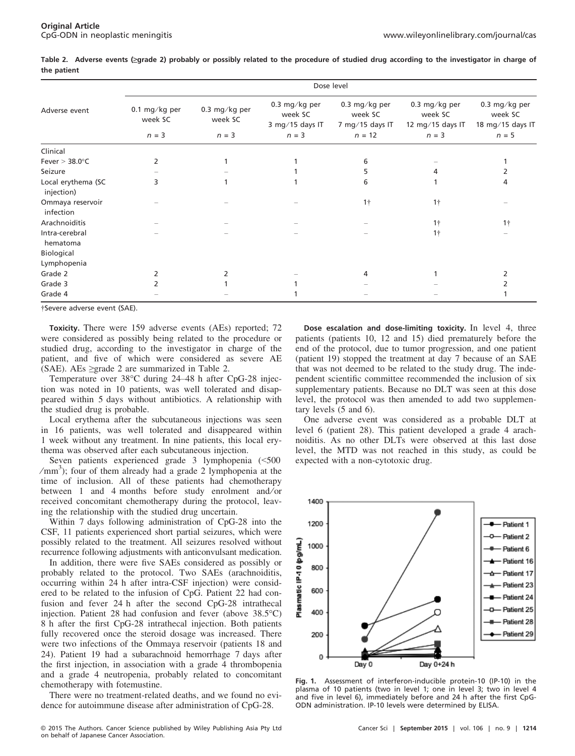**Table 2. Adverse events (≥grade 2) probably or possibly related to the procedure of studied drug according to the investigator in charge of the patient**

| Adverse event | Dose level | | | | | |
|---|---|---|---|---|---|---|
| | 0.1 mg/kg per week SC $n = 3$ | 0.3 mg/kg per week SC $n = 3$ | 0.3 mg/kg per week SC 3 mg/15 days IT $n = 3$ | 0.3 mg/kg per week SC 7 mg/15 days IT $n = 12$ | 0.3 mg/kg per week SC 12 mg/15 days IT $n = 3$ | 0.3 mg/kg per week SC 18 mg/15 days IT $n = 5$ |
| Clinical | | | | | | |
| Fever > 38.0°C | 2 | 1 | 1 | 6 | – | 1 |
| Seizure | – | – | 1 | 5 | 4 | 2 |
| Local erythema (SC injection) | 3 | 1 | 1 | 6 | 1 | 4 |
| Ommaya reservoir infection | – | – | – | 1† | 1† | – |
| Arachnoiditis | – | – | – | – | 1† | 1† |
| Intra-cerebral hematoma | – | – | – | – | 1† | – |
| Biological | | | | | | |
| Lymphopenia | | | | | | |
| Grade 2 | 2 | 2 | – | 4 | 1 | 2 |
| Grade 3 | 2 | 1 | 1 | – | – | 2 |
| Grade 4 | – | – | 1 | – | – | 1 |

†Severe adverse event (SAE).

**Toxicity.** There were 159 adverse events (AEs) reported; 72 were considered as possibly being related to the procedure or studied drug, according to the investigator in charge of the patient, and five of which were considered as severe AE (SAE). AEs ≥grade 2 are summarized in Table 2.

Temperature over 38°C during 24–48 h after CpG-28 injection was noted in 10 patients, was well tolerated and disappeared within 5 days without antibiotics. A relationship with the studied drug is probable.

Local erythema after the subcutaneous injections was seen in 16 patients, was well tolerated and disappeared within 1 week without any treatment. In nine patients, this local erythema was observed after each subcutaneous injection.

Seven patients experienced grade 3 lymphopenia (<500 /mm$^3$); four of them already had a grade 2 lymphopenia at the time of inclusion. All of these patients had chemotherapy between 1 and 4 months before study enrolment and/or received concomitant chemotherapy during the protocol, leaving the relationship with the studied drug uncertain.

Within 7 days following administration of CpG-28 into the CSF, 11 patients experienced short partial seizures, which were possibly related to the treatment. All seizures resolved without recurrence following adjustments with anticonvulsant medication.

In addition, there were five SAEs considered as possibly or probably related to the protocol. Two SAEs (arachnoiditis, occurring within 24 h after intra-CSF injection) were considered to be related to the infusion of CpG. Patient 22 had confusion and fever 24 h after the second CpG-28 intrathecal injection. Patient 28 had confusion and fever (above 38.5°C) 8 h after the first CpG-28 intrathecal injection. Both patients fully recovered once the steroid dosage was increased. There were two infections of the Ommaya reservoir (patients 18 and 24). Patient 19 had a subarachnoid hemorrhage 7 days after the first injection, in association with a grade 4 thrombopenia and a grade 4 neutropenia, probably related to concomitant chemotherapy with fotemustine.

There were no treatment-related deaths, and we found no evidence for autoimmune disease after administration of CpG-28.

**Dose escalation and dose-limiting toxicity.** In level 4, three patients (patients 10, 12 and 15) died prematurely before the end of the protocol, due to tumor progression, and one patient (patient 19) stopped the treatment at day 7 because of an SAE that was not deemed to be related to the study drug. The independent scientific committee recommended the inclusion of six supplementary patients. Because no DLT was seen at this dose level, the protocol was then amended to add two supplementary levels (5 and 6).

One adverse event was considered as a probable DLT at level 6 (patient 28). This patient developed a grade 4 arachnoiditis. As no other DLTs were observed at this last dose level, the MTD was not reached in this study, as could be expected with a non-cytotoxic drug.

**Fig. 1.** Assessment of interferon-inducible protein-10 (IP-10) in the plasma of 10 patients (two in level 1; one in level 3; two in level 4 and five in level 6), immediately before and 24 h after the first CpG-ODN administration. IP-10 levels were determined by ELISA.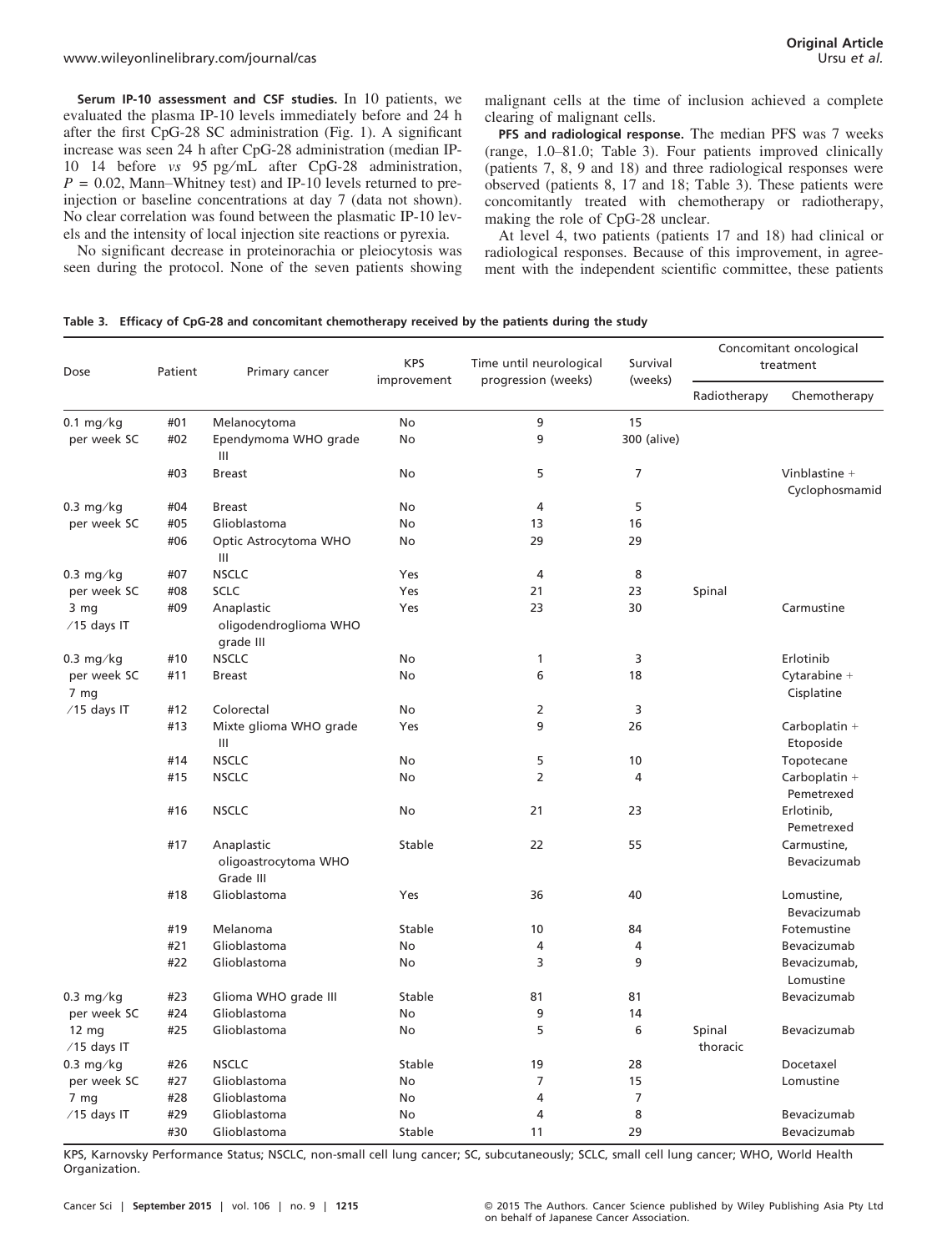**Serum IP-10 assessment and CSF studies.** In 10 patients, we evaluated the plasma IP-10 levels immediately before and 24 h after the first CpG-28 SC administration (Fig. 1). A significant increase was seen 24 h after CpG-28 administration (median IP-10 14 before *vs* 95 pg/mL after CpG-28 administration, $P = 0.02$, Mann–Whitney test) and IP-10 levels returned to pre-injection or baseline concentrations at day 7 (data not shown). No clear correlation was found between the plasmatic IP-10 levels and the intensity of local injection site reactions or pyrexia.

No significant decrease in proteinorachia or pleiocytosis was seen during the protocol. None of the seven patients showing malignant cells at the time of inclusion achieved a complete clearing of malignant cells.

**PFS and radiological response.** The median PFS was 7 weeks (range, 1.0–81.0; Table 3). Four patients improved clinically (patients 7, 8, 9 and 18) and three radiological responses were observed (patients 8, 17 and 18; Table 3). These patients were concomitantly treated with chemotherapy or radiotherapy, making the role of CpG-28 unclear.

At level 4, two patients (patients 17 and 18) had clinical or radiological responses. Because of this improvement, in agreement with the independent scientific committee, these patients

**Table 3. Efficacy of CpG-28 and concomitant chemotherapy received by the patients during the study**

| Dose | Patient | Primary cancer | KPS improvement | Time until neurological progression (weeks) | Survival (weeks) | Concomitant oncological treatment | |
|---|---|---|---|---|---|---|---|
| | | | | | | Radiotherapy | Chemotherapy |
| 0.1 mg/kg per week SC | #01 | Melanocytoma | No | 9 | 15 | | |
| | #02 | Ependymoma WHO grade III | No | 9 | 300 (alive) | | |
| | #03 | Breast | No | 5 | 7 | | Vinblastine + Cyclophosmamid |
| 0.3 mg/kg per week SC | #04 | Breast | No | 4 | 5 | | |
| | #05 | Glioblastoma | No | 13 | 16 | | |
| | #06 | Optic Astrocytoma WHO III | No | 29 | 29 | | |
| 0.3 mg/kg per week SC 3 mg /15 days IT | #07 | NSCLC | Yes | 4 | 8 | | |
| | #08 | SCLC | Yes | 21 | 23 | Spinal | |
| | #09 | Anaplastic oligodendroglioma WHO grade III | Yes | 23 | 30 | | Carmustine |
| 0.3 mg/kg per week SC 7 mg /15 days IT | #10 | NSCLC | No | 1 | 3 | | Erlotinib |
| | #11 | Breast | No | 6 | 18 | | Cytarabine + Cisplatine |
| | #12 | Colorectal | No | 2 | 3 | | |
| | #13 | Mixte glioma WHO grade III | Yes | 9 | 26 | | Carboplatin + Etoposide |
| | #14 | NSCLC | No | 5 | 10 | | Topotecane |
| | #15 | NSCLC | No | 2 | 4 | | Carboplatin + Pemetrexed |
| | #16 | NSCLC | No | 21 | 23 | | Erlotinib, Pemetrexed |
| | #17 | Anaplastic oligoastrocytoma WHO Grade III | Stable | 22 | 55 | | Carmustine, Bevacizumab |
| | #18 | Glioblastoma | Yes | 36 | 40 | | Lomustine, Bevacizumab |
| | #19 | Melanoma | Stable | 10 | 84 | | Fotemustine |
| | #21 | Glioblastoma | No | 4 | 4 | | Bevacizumab |
| | #22 | Glioblastoma | No | 3 | 9 | | Bevacizumab, Lomustine |
| 0.3 mg/kg per week SC 12 mg /15 days IT | #23 | Glioma WHO grade III | Stable | 81 | 81 | | Bevacizumab |
| | #24 | Glioblastoma | No | 9 | 14 | | |
| | #25 | Glioblastoma | No | 5 | 6 | Spinal thoracic | Bevacizumab |
| 0.3 mg/kg per week SC 7 mg /15 days IT | #26 | NSCLC | Stable | 19 | 28 | | Docetaxel |
| | #27 | Glioblastoma | No | 7 | 15 | | Lomustine |
| | #28 | Glioblastoma | No | 4 | 7 | | |
| | #29 | Glioblastoma | No | 4 | 8 | | Bevacizumab |
| | #30 | Glioblastoma | Stable | 11 | 29 | | Bevacizumab |

KPS, Karnovsky Performance Status; NSCLC, non-small cell lung cancer; SC, subcutaneously; SCLC, small cell lung cancer; WHO, World Health Organization.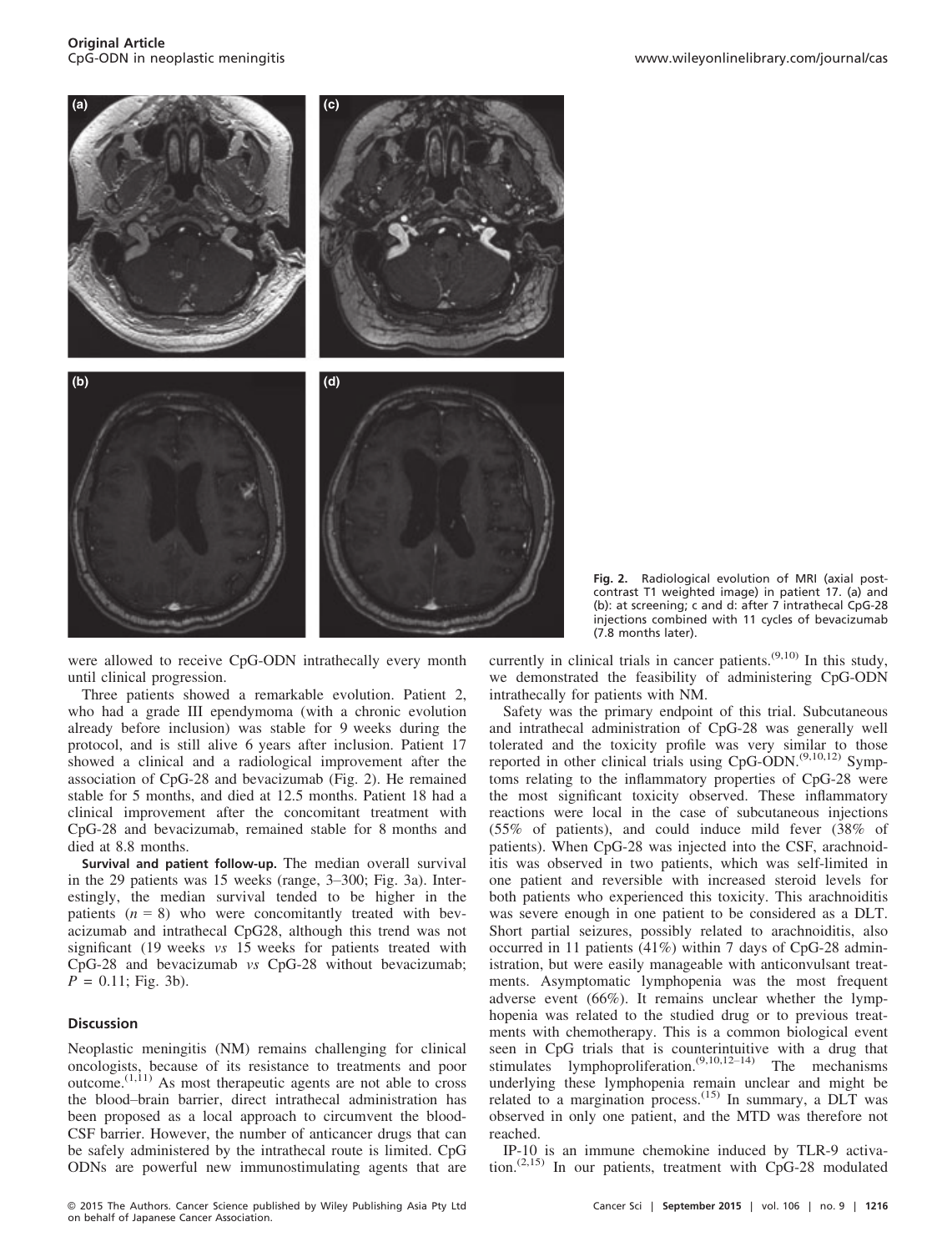Fig. 2. Radiological evolution of MRI (axial post-contrast T1 weighted image) in patient 17. (a) and (b): at screening; c and d: after 7 intrathecal CpG-28 injections combined with 11 cycles of bevacizumab (7.8 months later).

were allowed to receive CpG-ODN intrathecally every month until clinical progression.

Three patients showed a remarkable evolution. Patient 2, who had a grade III ependymoma (with a chronic evolution already before inclusion) was stable for 9 weeks during the protocol, and is still alive 6 years after inclusion. Patient 17 showed a clinical and a radiological improvement after the association of CpG-28 and bevacizumab (Fig. 2). He remained stable for 5 months, and died at 12.5 months. Patient 18 had a clinical improvement after the concomitant treatment with CpG-28 and bevacizumab, remained stable for 8 months and died at 8.8 months.

**Survival and patient follow-up.** The median overall survival in the 29 patients was 15 weeks (range, 3–300; Fig. 3a). Interestingly, the median survival tended to be higher in the patients ($n = 8$) who were concomitantly treated with bevacizumab and intrathecal CpG28, although this trend was not significant (19 weeks *vs* 15 weeks for patients treated with CpG-28 and bevacizumab *vs* CpG-28 without bevacizumab; $P = 0.11$; Fig. 3b).

## Discussion

Neoplastic meningitis (NM) remains challenging for clinical oncologists, because of its resistance to treatments and poor outcome.[1,11] As most therapeutic agents are not able to cross the blood–brain barrier, direct intrathecal administration has been proposed as a local approach to circumvent the blood-CSF barrier. However, the number of anticancer drugs that can be safely administered by the intrathecal route is limited. CpG ODNs are powerful new immunostimulating agents that are currently in clinical trials in cancer patients.[9,10] In this study, we demonstrated the feasibility of administering CpG-ODN intrathecally for patients with NM.

Safety was the primary endpoint of this trial. Subcutaneous and intrathecal administration of CpG-28 was generally well tolerated and the toxicity profile was very similar to those reported in other clinical trials using CpG-ODN.[9,10,12] Symptoms relating to the inflammatory properties of CpG-28 were the most significant toxicity observed. These inflammatory reactions were local in the case of subcutaneous injections (55% of patients), and could induce mild fever (38% of patients). When CpG-28 was injected into the CSF, arachnoiditis was observed in two patients, which was self-limited in one patient and reversible with increased steroid levels for both patients who experienced this toxicity. This arachnoiditis was severe enough in one patient to be considered as a DLT. Short partial seizures, possibly related to arachnoiditis, also occurred in 11 patients (41%) within 7 days of CpG-28 administration, but were easily manageable with anticonvulsant treatments. Asymptomatic lymphopenia was the most frequent adverse event (66%). It remains unclear whether the lymphopenia was related to the studied drug or to previous treatments with chemotherapy. This is a common biological event seen in CpG trials that is counterintuitive with a drug that stimulates lymphoproliferation.[9,10,12–14] The mechanisms underlying these lymphopenia remain unclear and might be related to a margination process.[15] In summary, a DLT was observed in only one patient, and the MTD was therefore not reached.

IP-10 is an immune chemokine induced by TLR-9 activation.[2,15] In our patients, treatment with CpG-28 modulated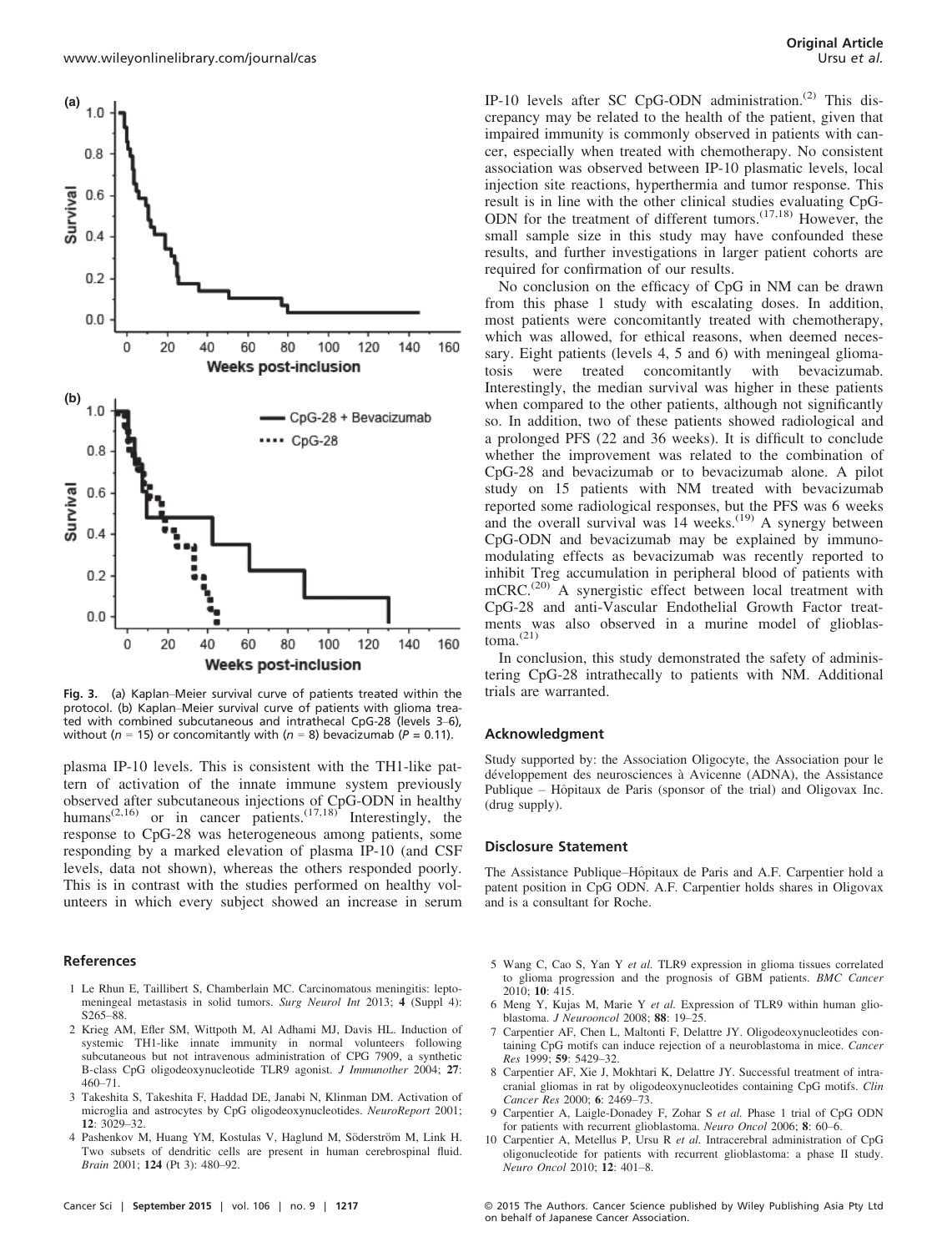Fig. 3. (a) Kaplan–Meier survival curve of patients treated within the protocol. (b) Kaplan–Meier survival curve of patients with glioma treated with combined subcutaneous and intrathecal CpG-28 (levels 3–6), without ($n = 15$) or concomitantly with ($n = 8$) bevacizumab ($P = 0.11$).

plasma IP-10 levels. This is consistent with the TH1-like pattern of activation of the innate immune system previously observed after subcutaneous injections of CpG-ODN in healthy humans[2,16] or in cancer patients.[17,18] Interestingly, the response to CpG-28 was heterogeneous among patients, some responding by a marked elevation of plasma IP-10 (and CSF levels, data not shown), whereas the others responded poorly. This is in contrast with the studies performed on healthy volunteers in which every subject showed an increase in serum IP-10 levels after SC CpG-ODN administration.[2] This discrepancy may be related to the health of the patient, given that impaired immunity is commonly observed in patients with cancer, especially when treated with chemotherapy. No consistent association was observed between IP-10 plasmatic levels, local injection site reactions, hyperthermia and tumor response. This result is in line with the other clinical studies evaluating CpG-ODN for the treatment of different tumors.[17,18] However, the small sample size in this study may have confounded these results, and further investigations in larger patient cohorts are required for confirmation of our results.

No conclusion on the efficacy of CpG in NM can be drawn from this phase 1 study with escalating doses. In addition, most patients were concomitantly treated with chemotherapy, which was allowed, for ethical reasons, when deemed necessary. Eight patients (levels 4, 5 and 6) with meningeal gliomatosis were treated concomitantly with bevacizumab. Interestingly, the median survival was higher in these patients when compared to the other patients, although not significantly so. In addition, two of these patients showed radiological and a prolonged PFS (22 and 36 weeks). It is difficult to conclude whether the improvement was related to the combination of CpG-28 and bevacizumab or to bevacizumab alone. A pilot study on 15 patients with NM treated with bevacizumab reported some radiological responses, but the PFS was 6 weeks and the overall survival was 14 weeks.[19] A synergy between CpG-ODN and bevacizumab may be explained by immunomodulating effects as bevacizumab was recently reported to inhibit Treg accumulation in peripheral blood of patients with mCRC.[20] A synergistic effect between local treatment with CpG-28 and anti-Vascular Endothelial Growth Factor treatments was also observed in a murine model of glioblastoma.[21]

In conclusion, this study demonstrated the safety of administering CpG-28 intrathecally to patients with NM. Additional trials are warranted.

## Acknowledgment

Study supported by: the Association Oligocyte, the Association pour le développement des neurosciences à Avicenne (ADNA), the Assistance Publique – Hôpitaux de Paris (sponsor of the trial) and Oligovax Inc. (drug supply).

## Disclosure Statement

The Assistance Publique–Hôpitaux de Paris and A.F. Carpentier hold a patent position in CpG ODN. A.F. Carpentier holds shares in Oligovax and is a consultant for Roche.

## References

1 Le Rhun E, Taillibert S, Chamberlain MC. Carcinomatous meningitis: leptomeningeal metastasis in solid tumors. *Surg Neurol Int* 2013; **4** (Suppl 4): S265–88.

2 Krieg AM, Efler SM, Wittpoth M, Al Adhami MJ, Davis HL. Induction of systemic TH1-like innate immunity in normal volunteers following subcutaneous but not intravenous administration of CPG 7909, a synthetic B-class CpG oligodeoxynucleotide TLR9 agonist. *J Immunother* 2004; **27**: 460–71.

3 Takeshita S, Takeshita F, Haddad DE, Janabi N, Klinman DM. Activation of microglia and astrocytes by CpG oligodeoxynucleotides. *NeuroReport* 2001; **12**: 3029–32.

4 Pashenkov M, Huang YM, Kostulas V, Haglund M, Söderström M, Link H. Two subsets of dendritic cells are present in human cerebrospinal fluid. *Brain* 2001; **124** (Pt 3): 480–92.

5 Wang C, Cao S, Yan Y *et al.* TLR9 expression in glioma tissues correlated to glioma progression and the prognosis of GBM patients. *BMC Cancer* 2010; **10**: 415.

6 Meng Y, Kujas M, Marie Y *et al.* Expression of TLR9 within human glioblastoma. *J Neurooncol* 2008; **88**: 19–25.

7 Carpentier AF, Chen L, Maltonti F, Delattre JY. Oligodeoxynucleotides containing CpG motifs can induce rejection of a neuroblastoma in mice. *Cancer Res* 1999; **59**: 5429–32.

8 Carpentier AF, Xie J, Mokhtari K, Delattre JY. Successful treatment of intracranial gliomas in rat by oligodeoxynucleotides containing CpG motifs. *Clin Cancer Res* 2000; **6**: 2469–73.

9 Carpentier A, Laigle-Donadey F, Zohar S *et al.* Phase 1 trial of CpG ODN for patients with recurrent glioblastoma. *Neuro Oncol* 2006; **8**: 60–6.

10 Carpentier A, Metellus P, Ursu R *et al.* Intracerebral administration of CpG oligonucleotide for patients with recurrent glioblastoma: a phase II study. *Neuro Oncol* 2010; **12**: 401–8.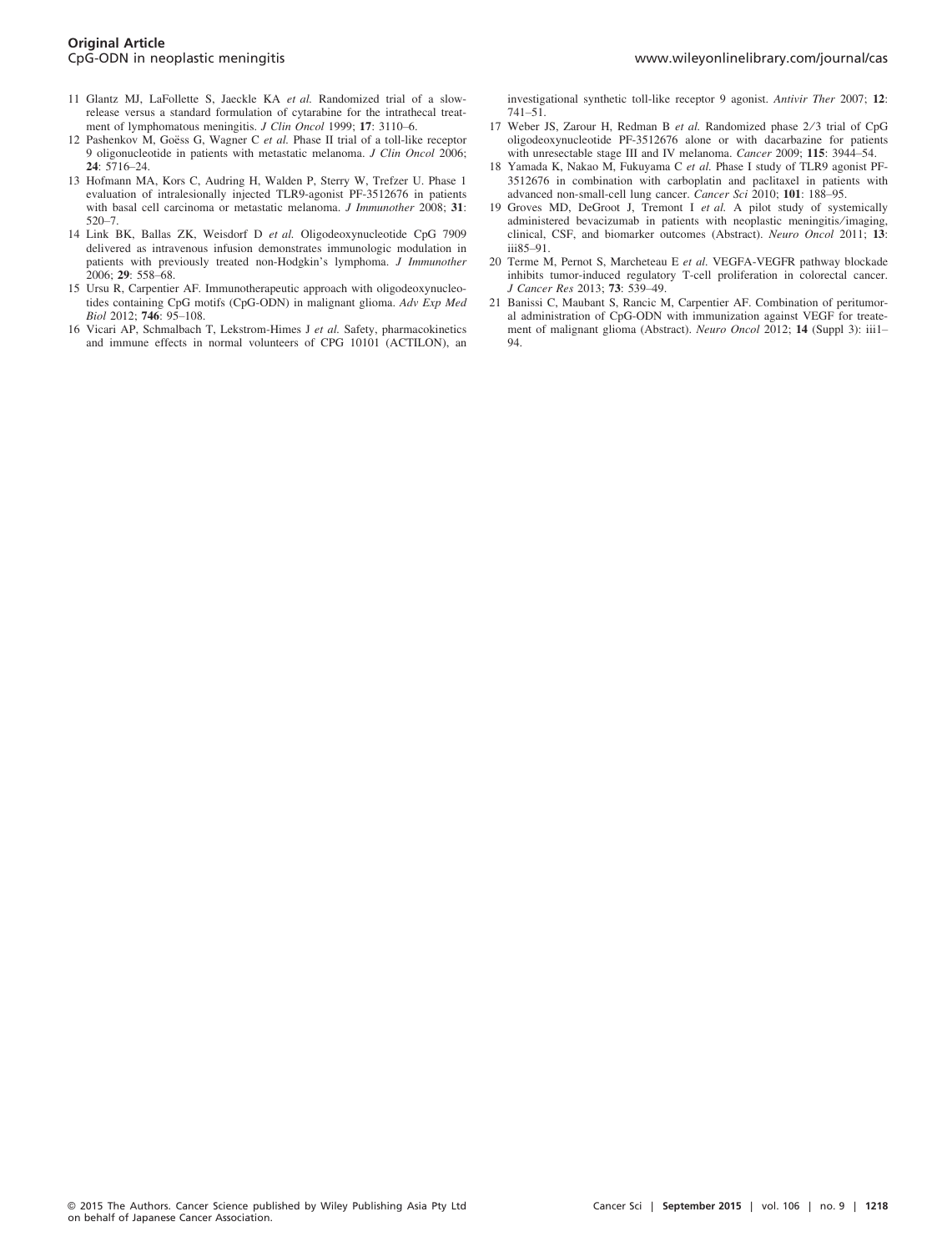11 Glantz MJ, LaFollette S, Jaeckle KA *et al.* Randomized trial of a slow-release versus a standard formulation of cytarabine for the intrathecal treatment of lymphomatous meningitis. *J Clin Oncol* 1999; **17**: 3110–6.

12 Pashenkov M, Goëss G, Wagner C *et al.* Phase II trial of a toll-like receptor 9 oligonucleotide in patients with metastatic melanoma. *J Clin Oncol* 2006; **24**: 5716–24.

13 Hofmann MA, Kors C, Audring H, Walden P, Sterry W, Trefzer U. Phase 1 evaluation of intralesionally injected TLR9-agonist PF-3512676 in patients with basal cell carcinoma or metastatic melanoma. *J Immunother* 2008; **31**: 520–7.

14 Link BK, Ballas ZK, Weisdorf D *et al.* Oligodeoxynucleotide CpG 7909 delivered as intravenous infusion demonstrates immunologic modulation in patients with previously treated non-Hodgkin's lymphoma. *J Immunother* 2006; **29**: 558–68.

15 Ursu R, Carpentier AF. Immunotherapeutic approach with oligodeoxynucleotides containing CpG motifs (CpG-ODN) in malignant glioma. *Adv Exp Med Biol* 2012; **746**: 95–108.

16 Vicari AP, Schmalbach T, Lekstrom-Himes J *et al.* Safety, pharmacokinetics and immune effects in normal volunteers of CPG 10101 (ACTILON), an investigational synthetic toll-like receptor 9 agonist. *Antivir Ther* 2007; **12**: 741–51.

17 Weber JS, Zarour H, Redman B *et al.* Randomized phase 2/3 trial of CpG oligodeoxynucleotide PF-3512676 alone or with dacarbazine for patients with unresectable stage III and IV melanoma. *Cancer* 2009; **115**: 3944–54.

18 Yamada K, Nakao M, Fukuyama C *et al.* Phase I study of TLR9 agonist PF-3512676 in combination with carboplatin and paclitaxel in patients with advanced non-small-cell lung cancer. *Cancer Sci* 2010; **101**: 188–95.

19 Groves MD, DeGroot J, Tremont I *et al.* A pilot study of systemically administered bevacizumab in patients with neoplastic meningitis/imaging, clinical, CSF, and biomarker outcomes (Abstract). *Neuro Oncol* 2011; **13**: iii85–91.

20 Terme M, Pernot S, Marcheteau E *et al.* VEGFA-VEGFR pathway blockade inhibits tumor-induced regulatory T-cell proliferation in colorectal cancer. *J Cancer Res* 2013; **73**: 539–49.

21 Banissi C, Maubant S, Rancic M, Carpentier AF. Combination of peritumoral administration of CpG-ODN with immunization against VEGF for treatement of malignant glioma (Abstract). *Neuro Oncol* 2012; **14** (Suppl 3): iii1–94.